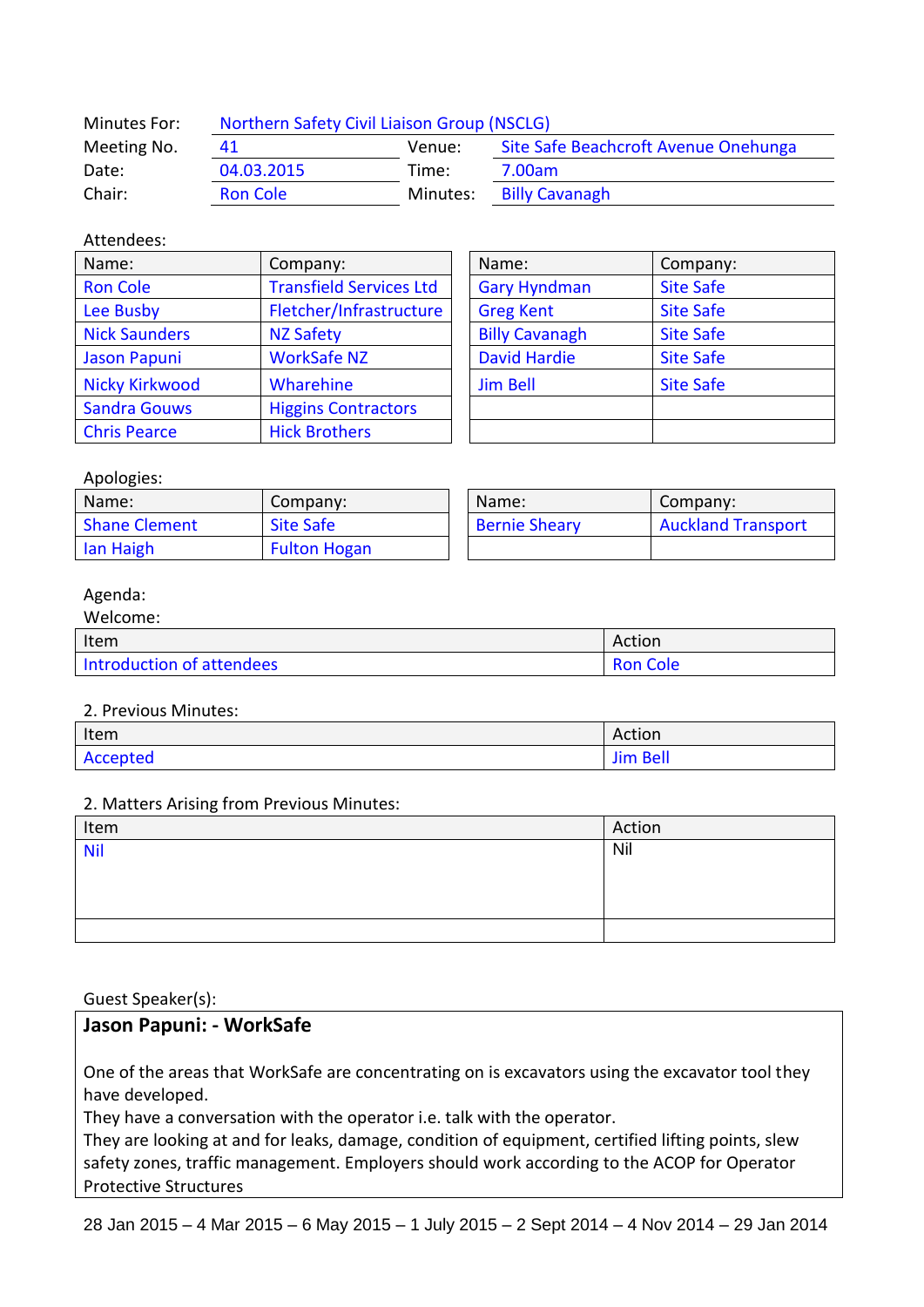| Minutes For: | Northern Safety Civil Liaison Group (NSCLG) | | |
|---|---|---|---|
| Meeting No. | 41 | Venue: | Site Safe Beachcroft Avenue Onehunga |
| Date: | 04.03.2015 | Time: | 7.00am |
| Chair: | Ron Cole | Minutes: | Billy Cavanagh |

Attendees:

| Name: | Company: | Name: | Company: |
|---|---|---|---|
| Ron Cole | Transfield Services Ltd | Gary Hyndman | Site Safe |
| Lee Busby | Fletcher/Infrastructure | Greg Kent | Site Safe |
| Nick Saunders | NZ Safety | Billy Cavanagh | Site Safe |
| Jason Papuni | WorkSafe NZ | David Hardie | Site Safe |
| Nicky Kirkwood | Wharehine | Jim Bell | Site Safe |
| Sandra Gouws | Higgins Contractors | | |
| Chris Pearce | Hick Brothers | | |

Apologies:

| Name: | Company: | Name: | Company: |
|---|---|---|---|
| Shane Clement | Site Safe | Bernie Sheary | Auckland Transport |
| Ian Haigh | Fulton Hogan | | |

Agenda:

Welcome:

| Item | Action |
|---|---|
| Introduction of attendees | Ron Cole |

2. Previous Minutes:

| Item | Action |
|---|---|
| Accepted | Jim Bell |

2. Matters Arising from Previous Minutes:

| Item | Action |
|---|---|
| Nil | Nil |
| | |

Guest Speaker(s):

**Jason Papuni: - WorkSafe**

One of the areas that WorkSafe are concentrating on is excavators using the excavator tool they have developed.
They have a conversation with the operator i.e. talk with the operator.
They are looking at and for leaks, damage, condition of equipment, certified lifting points, slew safety zones, traffic management. Employers should work according to the ACOP for Operator Protective Structures

28 Jan 2015 – 4 Mar 2015 – 6 May 2015 – 1 July 2015 – 2 Sept 2014 – 4 Nov 2014 – 29 Jan 2014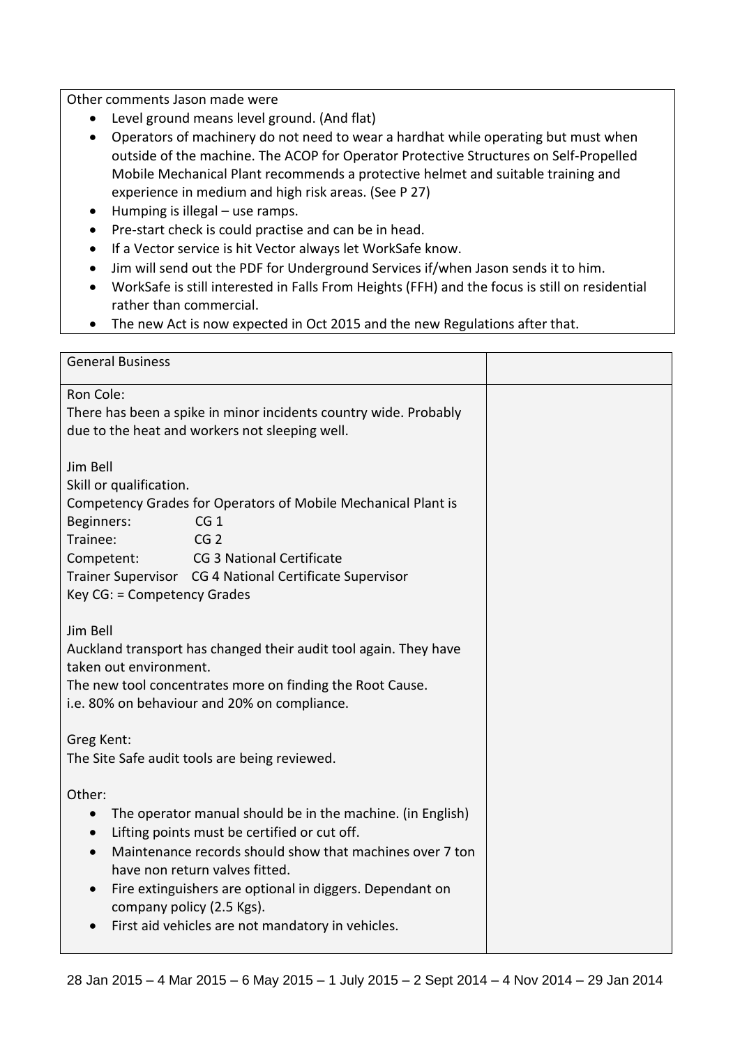Other comments Jason made were

- Level ground means level ground. (And flat)
- Operators of machinery do not need to wear a hardhat while operating but must when outside of the machine. The ACOP for Operator Protective Structures on Self-Propelled Mobile Mechanical Plant recommends a protective helmet and suitable training and experience in medium and high risk areas. (See P 27)
- Humping is illegal – use ramps.
- Pre-start check is could practise and can be in head.
- If a Vector service is hit Vector always let WorkSafe know.
- Jim will send out the PDF for Underground Services if/when Jason sends it to him.
- WorkSafe is still interested in Falls From Heights (FFH) and the focus is still on residential rather than commercial.
- The new Act is now expected in Oct 2015 and the new Regulations after that.

| General Business | |
|---|---|
| Ron Cole:<br>There has been a spike in minor incidents country wide. Probably due to the heat and workers not sleeping well.<br><br>Jim Bell<br>Skill or qualification.<br>Competency Grades for Operators of Mobile Mechanical Plant is<br>Beginners: CG 1<br>Trainee: CG 2<br>Competent: CG 3 National Certificate<br>Trainer Supervisor CG 4 National Certificate Supervisor<br>Key CG: = Competency Grades<br><br>Jim Bell<br>Auckland transport has changed their audit tool again. They have taken out environment.<br>The new tool concentrates more on finding the Root Cause.<br>i.e. 80% on behaviour and 20% on compliance.<br><br>Greg Kent:<br>The Site Safe audit tools are being reviewed.<br><br>Other:<br>• The operator manual should be in the machine. (in English)<br>• Lifting points must be certified or cut off.<br>• Maintenance records should show that machines over 7 ton have non return valves fitted.<br>• Fire extinguishers are optional in diggers. Dependant on company policy (2.5 Kgs).<br>• First aid vehicles are not mandatory in vehicles. | |

28 Jan 2015 – 4 Mar 2015 – 6 May 2015 – 1 July 2015 – 2 Sept 2014 – 4 Nov 2014 – 29 Jan 2014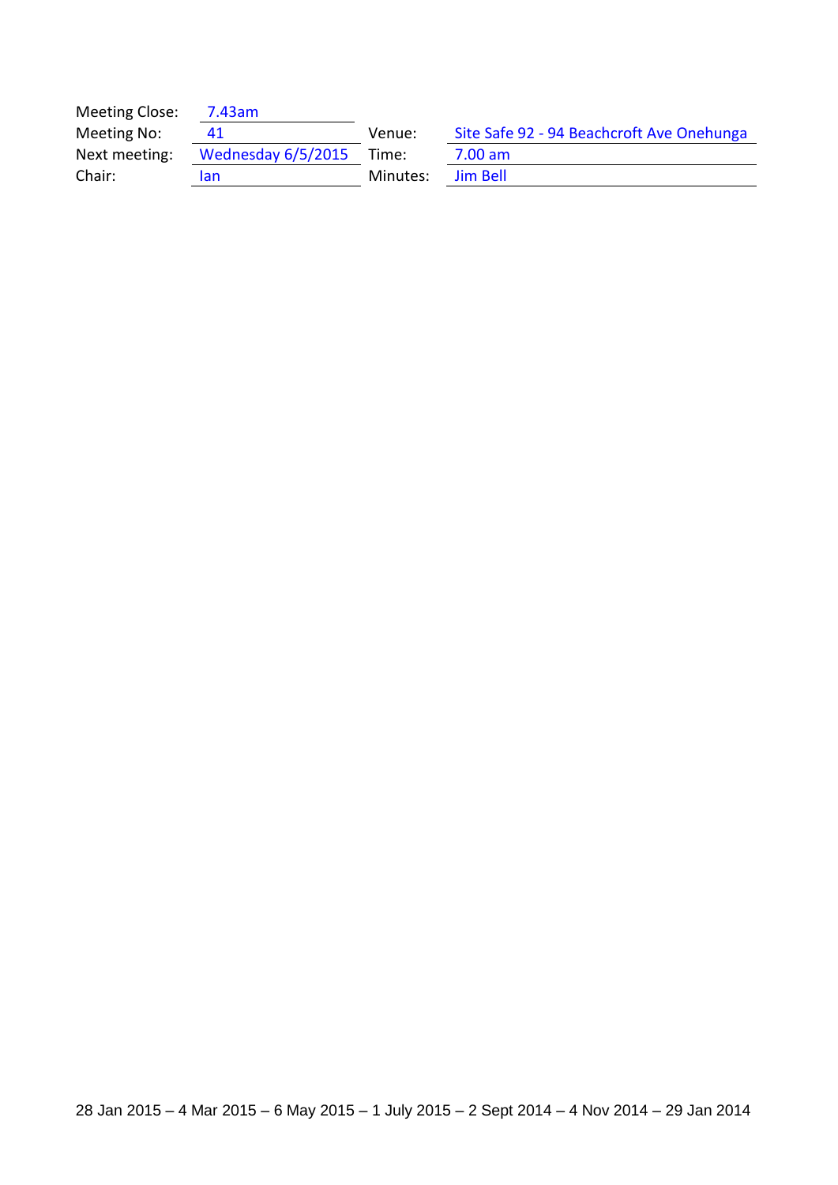| | | | |
|---|---|---|---|
| Meeting Close: | 7.43am | | |
| Meeting No: | 41 | Venue: | Site Safe 92 - 94 Beachcroft Ave Onehunga |
| Next meeting: | Wednesday 6/5/2015 | Time: | 7.00 am |
| Chair: | Ian | Minutes: | Jim Bell |

28 Jan 2015 – 4 Mar 2015 – 6 May 2015 – 1 July 2015 – 2 Sept 2014 – 4 Nov 2014 – 29 Jan 2014